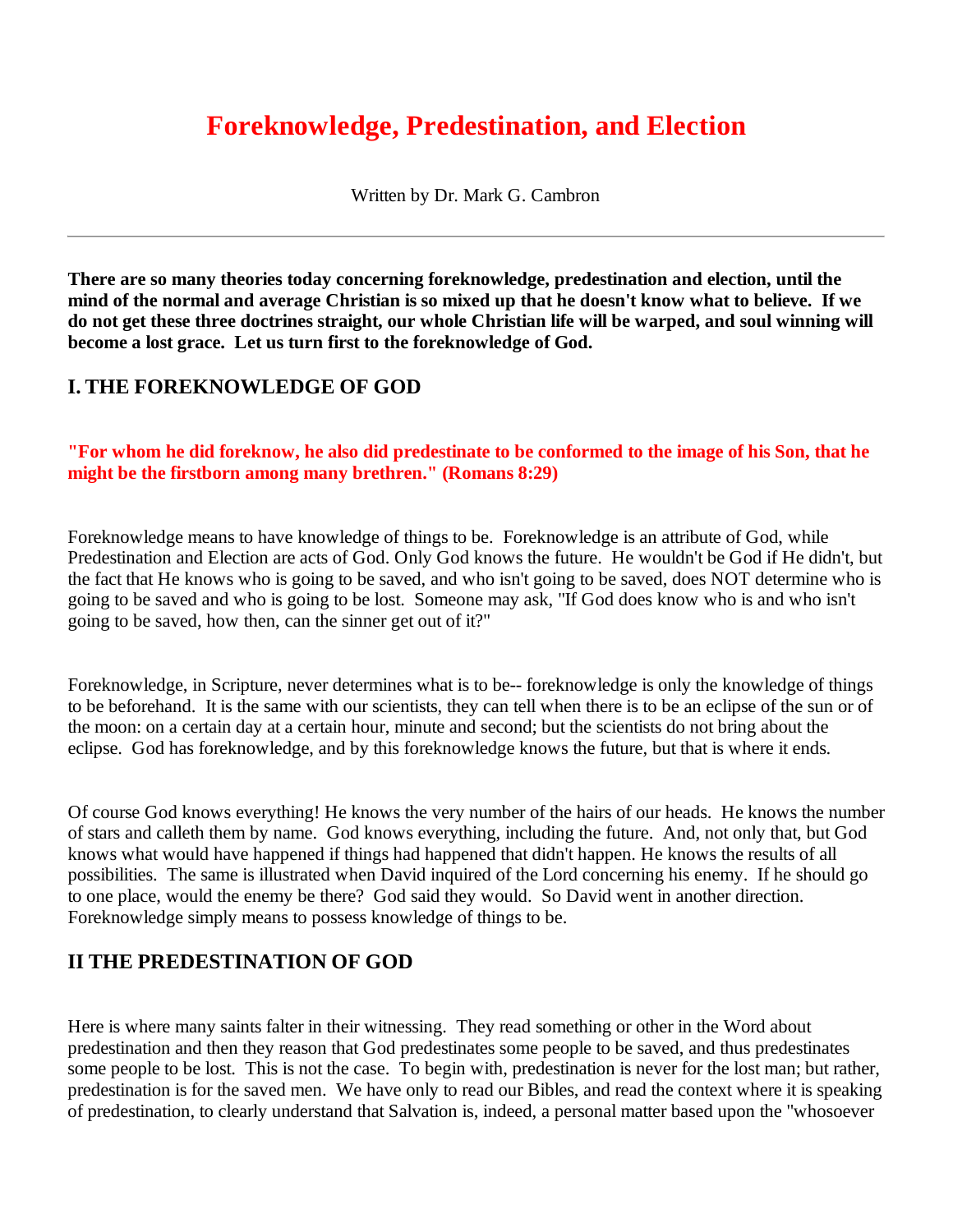# Foreknowledge, Predestination, and Election

Written by Dr. Mark G. Cambron

---

**There are so many theories today concerning foreknowledge, predestination and election, until the mind of the normal and average Christian is so mixed up that he doesn't know what to believe. If we do not get these three doctrines straight, our whole Christian life will be warped, and soul winning will become a lost grace. Let us turn first to the foreknowledge of God.**

## I. THE FOREKNOWLEDGE OF GOD

**"For whom he did foreknow, he also did predestinate to be conformed to the image of his Son, that he might be the firstborn among many brethren." (Romans 8:29)**

Foreknowledge means to have knowledge of things to be. Foreknowledge is an attribute of God, while Predestination and Election are acts of God. Only God knows the future. He wouldn't be God if He didn't, but the fact that He knows who is going to be saved, and who isn't going to be saved, does NOT determine who is going to be saved and who is going to be lost. Someone may ask, "If God does know who is and who isn't going to be saved, how then, can the sinner get out of it?"

Foreknowledge, in Scripture, never determines what is to be-- foreknowledge is only the knowledge of things to be beforehand. It is the same with our scientists, they can tell when there is to be an eclipse of the sun or of the moon: on a certain day at a certain hour, minute and second; but the scientists do not bring about the eclipse. God has foreknowledge, and by this foreknowledge knows the future, but that is where it ends.

Of course God knows everything! He knows the very number of the hairs of our heads. He knows the number of stars and calleth them by name. God knows everything, including the future. And, not only that, but God knows what would have happened if things had happened that didn't happen. He knows the results of all possibilities. The same is illustrated when David inquired of the Lord concerning his enemy. If he should go to one place, would the enemy be there? God said they would. So David went in another direction. Foreknowledge simply means to possess knowledge of things to be.

## II THE PREDESTINATION OF GOD

Here is where many saints falter in their witnessing. They read something or other in the Word about predestination and then they reason that God predestinates some people to be saved, and thus predestinates some people to be lost. This is not the case. To begin with, predestination is never for the lost man; but rather, predestination is for the saved men. We have only to read our Bibles, and read the context where it is speaking of predestination, to clearly understand that Salvation is, indeed, a personal matter based upon the "whosoever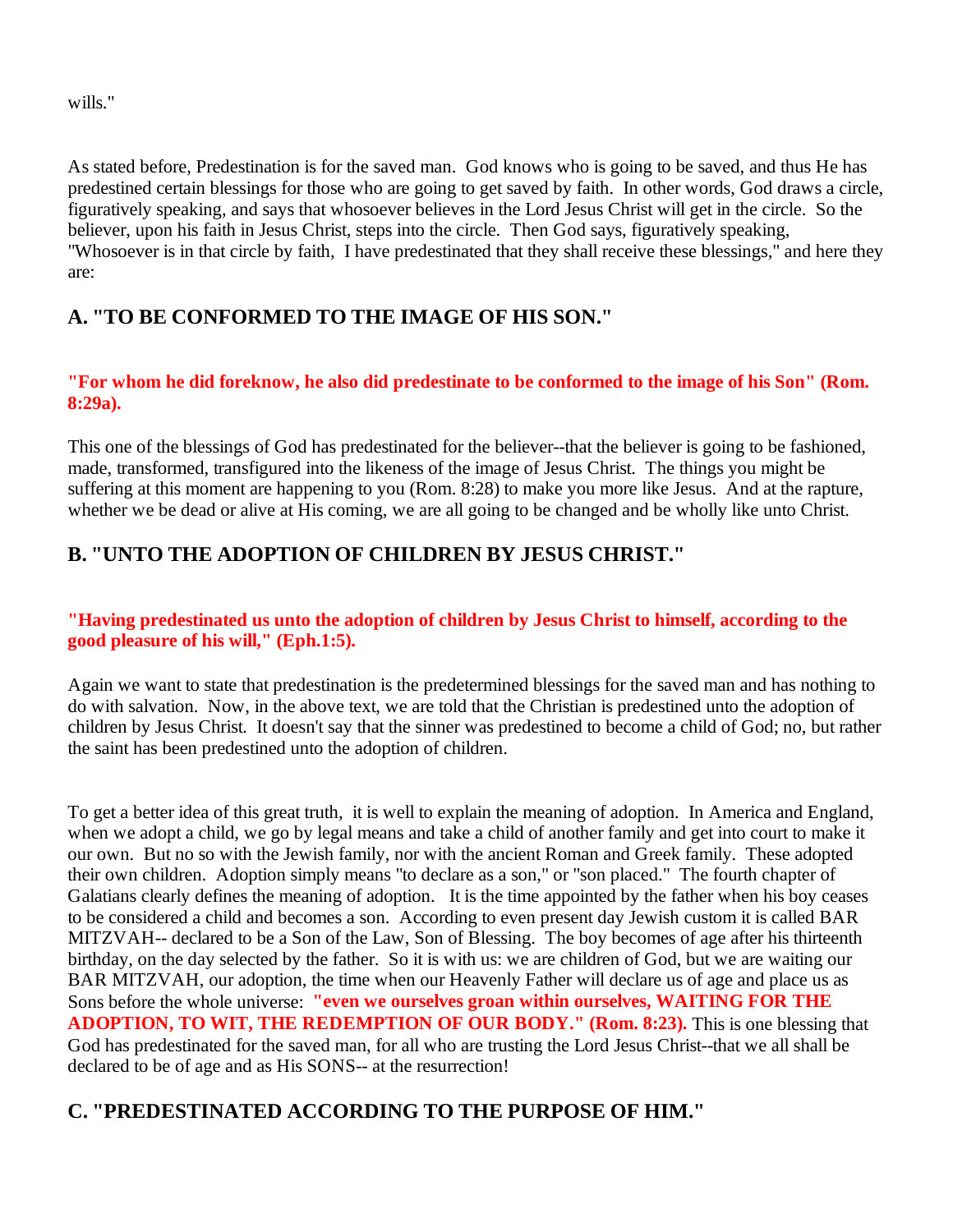wills."

As stated before, Predestination is for the saved man. God knows who is going to be saved, and thus He has predestined certain blessings for those who are going to get saved by faith. In other words, God draws a circle, figuratively speaking, and says that whosoever believes in the Lord Jesus Christ will get in the circle. So the believer, upon his faith in Jesus Christ, steps into the circle. Then God says, figuratively speaking, "Whosoever is in that circle by faith, I have predestinated that they shall receive these blessings," and here they are:

## A. "TO BE CONFORMED TO THE IMAGE OF HIS SON."

**"For whom he did foreknow, he also did predestinate to be conformed to the image of his Son" (Rom. 8:29a).**

This one of the blessings of God has predestinated for the believer--that the believer is going to be fashioned, made, transformed, transfigured into the likeness of the image of Jesus Christ. The things you might be suffering at this moment are happening to you (Rom. 8:28) to make you more like Jesus. And at the rapture, whether we be dead or alive at His coming, we are all going to be changed and be wholly like unto Christ.

## B. "UNTO THE ADOPTION OF CHILDREN BY JESUS CHRIST."

**"Having predestinated us unto the adoption of children by Jesus Christ to himself, according to the good pleasure of his will," (Eph.1:5).**

Again we want to state that predestination is the predetermined blessings for the saved man and has nothing to do with salvation. Now, in the above text, we are told that the Christian is predestined unto the adoption of children by Jesus Christ. It doesn't say that the sinner was predestined to become a child of God; no, but rather the saint has been predestined unto the adoption of children.

To get a better idea of this great truth, it is well to explain the meaning of adoption. In America and England, when we adopt a child, we go by legal means and take a child of another family and get into court to make it our own. But no so with the Jewish family, nor with the ancient Roman and Greek family. These adopted their own children. Adoption simply means "to declare as a son," or "son placed." The fourth chapter of Galatians clearly defines the meaning of adoption. It is the time appointed by the father when his boy ceases to be considered a child and becomes a son. According to even present day Jewish custom it is called BAR MITZVAH-- declared to be a Son of the Law, Son of Blessing. The boy becomes of age after his thirteenth birthday, on the day selected by the father. So it is with us: we are children of God, but we are waiting our BAR MITZVAH, our adoption, the time when our Heavenly Father will declare us of age and place us as Sons before the whole universe: **"even we ourselves groan within ourselves, WAITING FOR THE ADOPTION, TO WIT, THE REDEMPTION OF OUR BODY." (Rom. 8:23).** This is one blessing that God has predestinated for the saved man, for all who are trusting the Lord Jesus Christ--that we all shall be declared to be of age and as His SONS-- at the resurrection!

## C. "PREDESTINATED ACCORDING TO THE PURPOSE OF HIM."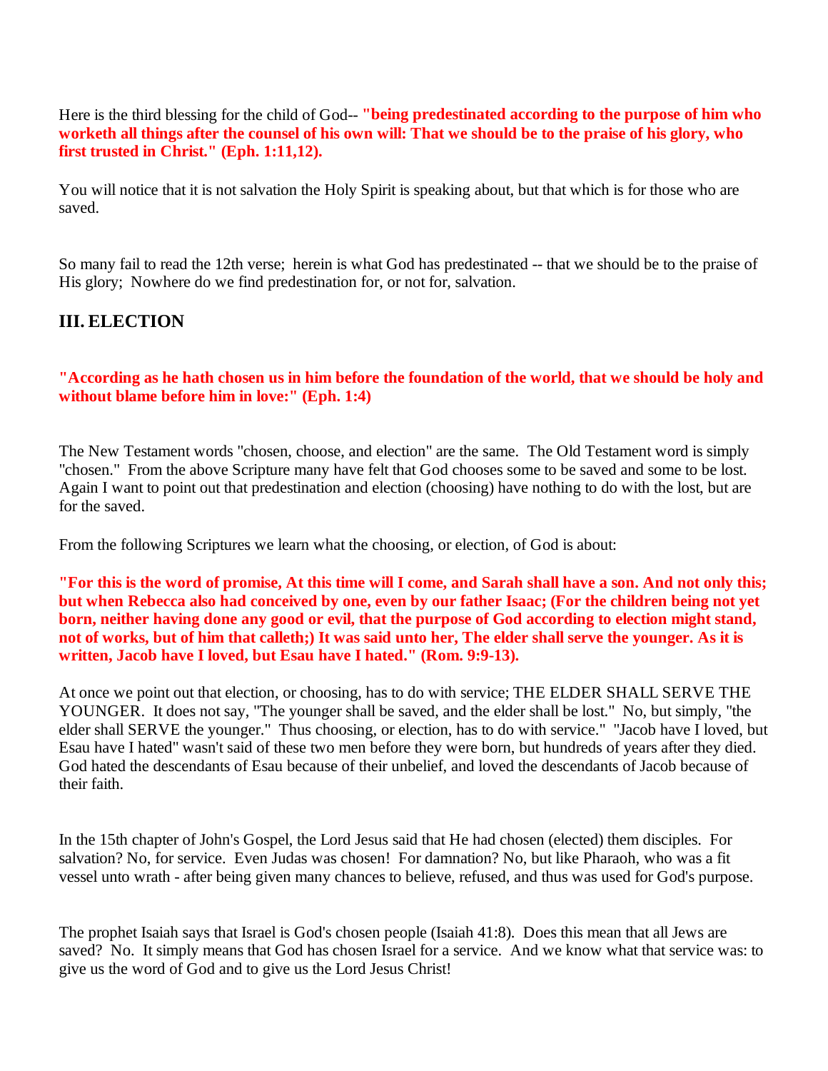Here is the third blessing for the child of God-- **"being predestinated according to the purpose of him who worketh all things after the counsel of his own will: That we should be to the praise of his glory, who first trusted in Christ." (Eph. 1:11,12).**

You will notice that it is not salvation the Holy Spirit is speaking about, but that which is for those who are saved.

So many fail to read the 12th verse; herein is what God has predestinated -- that we should be to the praise of His glory; Nowhere do we find predestination for, or not for, salvation.

## III. ELECTION

**"According as he hath chosen us in him before the foundation of the world, that we should be holy and without blame before him in love:" (Eph. 1:4)**

The New Testament words "chosen, choose, and election" are the same. The Old Testament word is simply "chosen." From the above Scripture many have felt that God chooses some to be saved and some to be lost. Again I want to point out that predestination and election (choosing) have nothing to do with the lost, but are for the saved.

From the following Scriptures we learn what the choosing, or election, of God is about:

**"For this is the word of promise, At this time will I come, and Sarah shall have a son. And not only this; but when Rebecca also had conceived by one, even by our father Isaac; (For the children being not yet born, neither having done any good or evil, that the purpose of God according to election might stand, not of works, but of him that calleth;) It was said unto her, The elder shall serve the younger. As it is written, Jacob have I loved, but Esau have I hated." (Rom. 9:9-13).**

At once we point out that election, or choosing, has to do with service; THE ELDER SHALL SERVE THE YOUNGER. It does not say, "The younger shall be saved, and the elder shall be lost." No, but simply, "the elder shall SERVE the younger." Thus choosing, or election, has to do with service." "Jacob have I loved, but Esau have I hated" wasn't said of these two men before they were born, but hundreds of years after they died. God hated the descendants of Esau because of their unbelief, and loved the descendants of Jacob because of their faith.

In the 15th chapter of John's Gospel, the Lord Jesus said that He had chosen (elected) them disciples. For salvation? No, for service. Even Judas was chosen! For damnation? No, but like Pharaoh, who was a fit vessel unto wrath - after being given many chances to believe, refused, and thus was used for God's purpose.

The prophet Isaiah says that Israel is God's chosen people (Isaiah 41:8). Does this mean that all Jews are saved? No. It simply means that God has chosen Israel for a service. And we know what that service was: to give us the word of God and to give us the Lord Jesus Christ!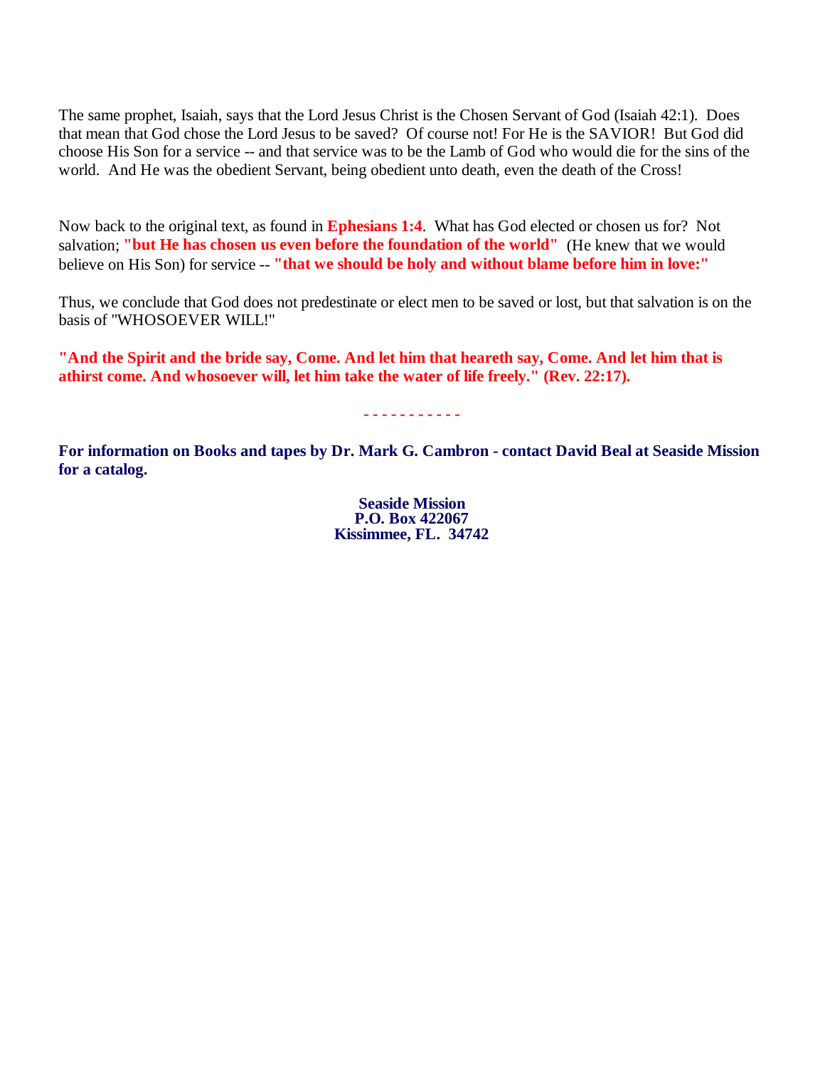The same prophet, Isaiah, says that the Lord Jesus Christ is the Chosen Servant of God (Isaiah 42:1). Does that mean that God chose the Lord Jesus to be saved? Of course not! For He is the SAVIOR! But God did choose His Son for a service -- and that service was to be the Lamb of God who would die for the sins of the world. And He was the obedient Servant, being obedient unto death, even the death of the Cross!

Now back to the original text, as found in **Ephesians 1:4**. What has God elected or chosen us for? Not salvation; **"but He has chosen us even before the foundation of the world"** (He knew that we would believe on His Son) for service -- **"that we should be holy and without blame before him in love:"**

Thus, we conclude that God does not predestinate or elect men to be saved or lost, but that salvation is on the basis of "WHOSOEVER WILL!"

**"And the Spirit and the bride say, Come. And let him that heareth say, Come. And let him that is athirst come. And whosoever will, let him take the water of life freely." (Rev. 22:17).**

- - - - - - - - - - -

**For information on Books and tapes by Dr. Mark G. Cambron - contact David Beal at Seaside Mission for a catalog.**

**Seaside Mission**
**P.O. Box 422067**
**Kissimmee, FL. 34742**